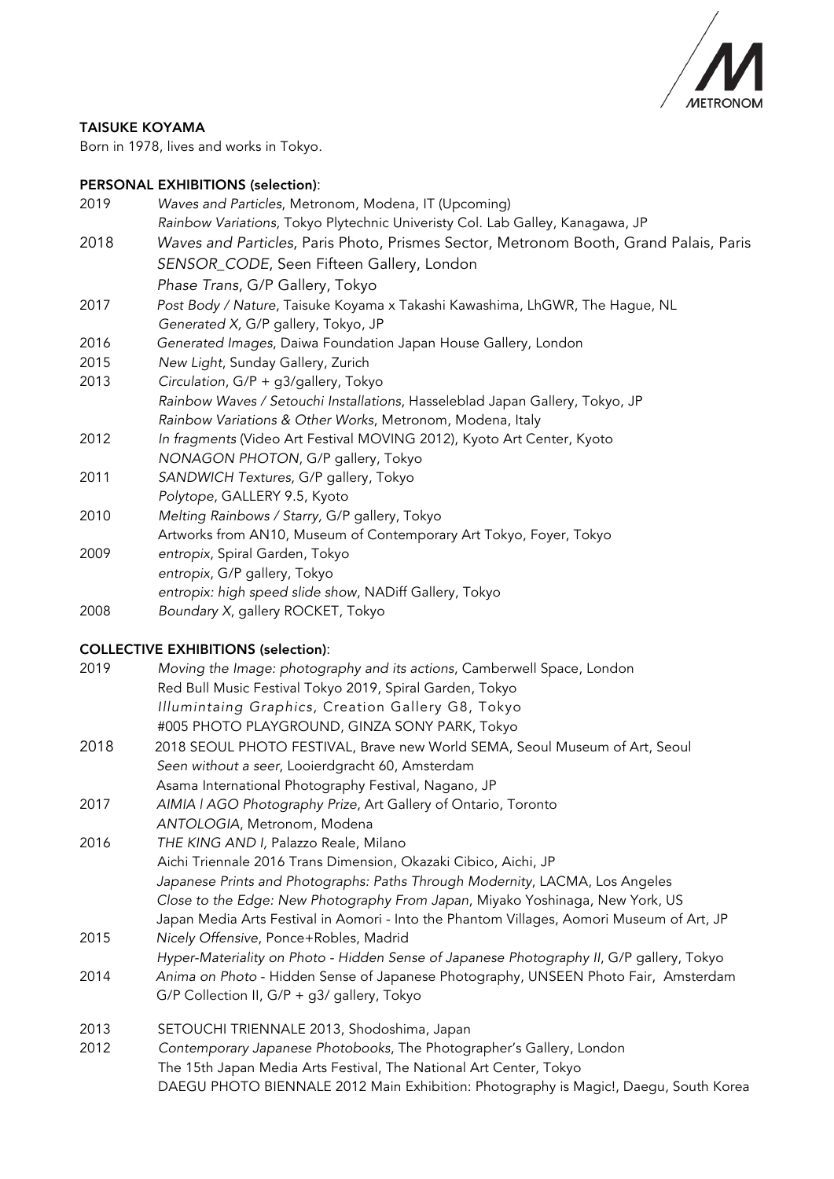METRONOM

**TAISUKE KOYAMA**

Born in 1978, lives and works in Tokyo.

**PERSONAL EXHIBITIONS (selection)**:

2019 *Waves and Particles*, Metronom, Modena, IT (Upcoming)
*Rainbow Variations,* Tokyo Plytechnic Univeristy Col. Lab Galley, Kanagawa, JP

2018 *Waves and Particles*, Paris Photo, Prismes Sector, Metronom Booth, Grand Palais, Paris
*SENSOR_CODE*, Seen Fifteen Gallery, London
*Phase Trans*, G/P Gallery, Tokyo

2017 *Post Body / Nature*, Taisuke Koyama x Takashi Kawashima, LhGWR, The Hague, NL
*Generated X,* G/P gallery, Tokyo, JP

2016 *Generated Images*, Daiwa Foundation Japan House Gallery, London

2015 *New Light*, Sunday Gallery, Zurich

2013 *Circulation*, G/P + g3/gallery, Tokyo
*Rainbow Waves / Setouchi Installations*, Hasseleblad Japan Gallery, Tokyo, JP
*Rainbow Variations & Other Works*, Metronom, Modena, Italy

2012 *In fragments* (Video Art Festival MOVING 2012), Kyoto Art Center, Kyoto
*NONAGON PHOTON*, G/P gallery, Tokyo

2011 *SANDWICH Textures*, G/P gallery, Tokyo
*Polytope*, GALLERY 9.5, Kyoto

2010 *Melting Rainbows / Starry,* G/P gallery, Tokyo
Artworks from AN10, Museum of Contemporary Art Tokyo, Foyer, Tokyo

2009 *entropix*, Spiral Garden, Tokyo
*entropix*, G/P gallery, Tokyo
*entropix: high speed slide show*, NADiff Gallery, Tokyo

2008 *Boundary X*, gallery ROCKET, Tokyo

**COLLECTIVE EXHIBITIONS (selection)**:

2019 *Moving the Image: photography and its actions*, Camberwell Space, London
Red Bull Music Festival Tokyo 2019, Spiral Garden, Tokyo
*Illumintaing Graphics*, Creation Gallery G8, Tokyo
#005 PHOTO PLAYGROUND, GINZA SONY PARK, Tokyo

2018 2018 SEOUL PHOTO FESTIVAL, Brave new World SEMA, Seoul Museum of Art, Seoul
*Seen without a seer*, Looierdgracht 60, Amsterdam
Asama International Photography Festival, Nagano, JP

2017 *AIMIA | AGO Photography Prize*, Art Gallery of Ontario, Toronto
*ANTOLOGIA*, Metronom, Modena

2016 *THE KING AND I,* Palazzo Reale, Milano
Aichi Triennale 2016 Trans Dimension, Okazaki Cibico, Aichi, JP
*Japanese Prints and Photographs: Paths Through Modernity*, LACMA, Los Angeles
*Close to the Edge: New Photography From Japan*, Miyako Yoshinaga, New York, US
Japan Media Arts Festival in Aomori - Into the Phantom Villages, Aomori Museum of Art, JP

2015 *Nicely Offensive*, Ponce+Robles, Madrid
*Hyper-Materiality on Photo - Hidden Sense of Japanese Photography II*, G/P gallery, Tokyo

2014 *Anima on Photo* - Hidden Sense of Japanese Photography, UNSEEN Photo Fair, Amsterdam
G/P Collection II, G/P + g3/ gallery, Tokyo

2013 SETOUCHI TRIENNALE 2013, Shodoshima, Japan

2012 *Contemporary Japanese Photobooks*, The Photographer's Gallery, London
The 15th Japan Media Arts Festival, The National Art Center, Tokyo
DAEGU PHOTO BIENNALE 2012 Main Exhibition: Photography is Magic!, Daegu, South Korea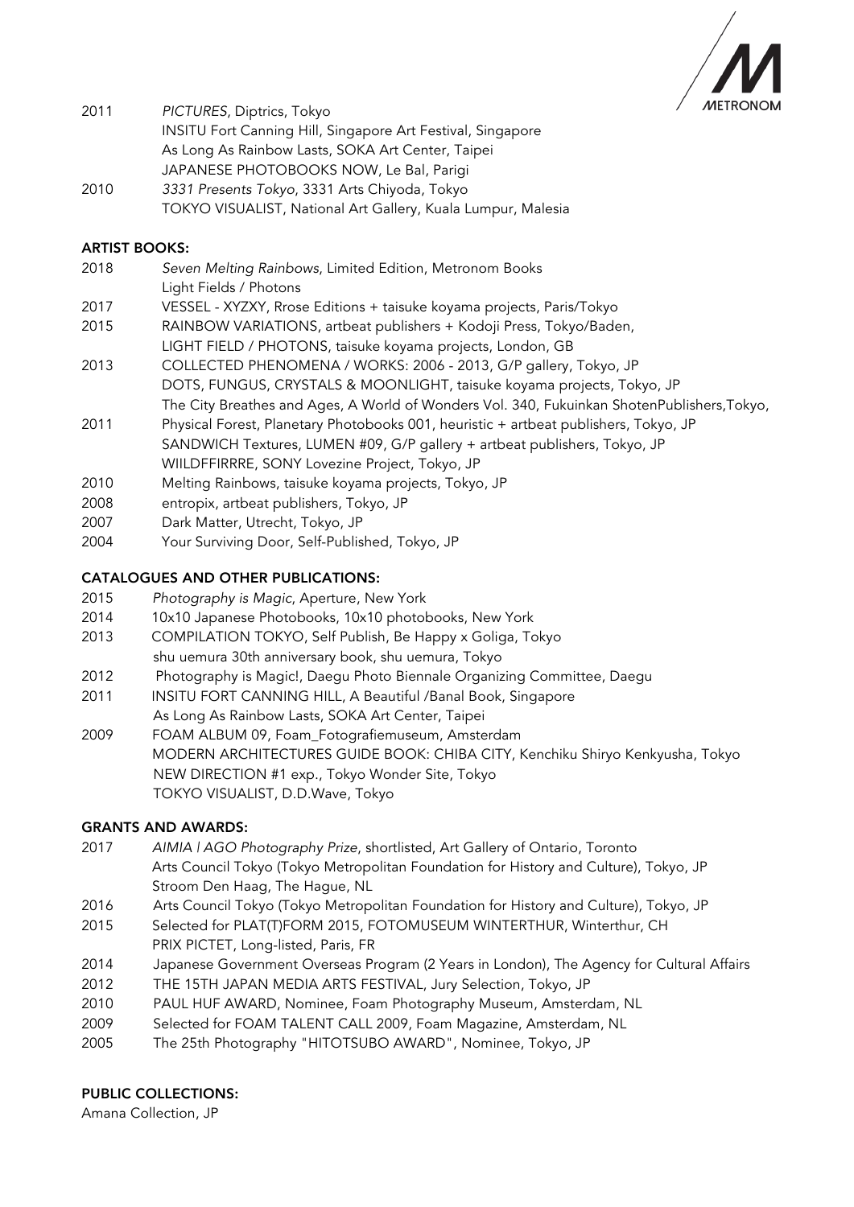| | |
|---|---|
| 2011 | *PICTURES*, Diptrics, Tokyo |
| | INSITU Fort Canning Hill, Singapore Art Festival, Singapore |
| | As Long As Rainbow Lasts, SOKA Art Center, Taipei |
| | JAPANESE PHOTOBOOKS NOW, Le Bal, Parigi |
| 2010 | *3331 Presents Tokyo*, 3331 Arts Chiyoda, Tokyo |
| | TOKYO VISUALIST, National Art Gallery, Kuala Lumpur, Malesia |

**ARTIST BOOKS:**

| | |
|---|---|
| 2018 | *Seven Melting Rainbows*, Limited Edition, Metronom Books |
| | Light Fields / Photons |
| 2017 | VESSEL - XYZXY, Rrose Editions + taisuke koyama projects, Paris/Tokyo |
| 2015 | RAINBOW VARIATIONS, artbeat publishers + Kodoji Press, Tokyo/Baden, |
| | LIGHT FIELD / PHOTONS, taisuke koyama projects, London, GB |
| 2013 | COLLECTED PHENOMENA / WORKS: 2006 - 2013, G/P gallery, Tokyo, JP |
| | DOTS, FUNGUS, CRYSTALS & MOONLIGHT, taisuke koyama projects, Tokyo, JP |
| | The City Breathes and Ages, A World of Wonders Vol. 340, Fukuinkan ShotenPublishers,Tokyo, |
| 2011 | Physical Forest, Planetary Photobooks 001, heuristic + artbeat publishers, Tokyo, JP |
| | SANDWICH Textures, LUMEN #09, G/P gallery + artbeat publishers, Tokyo, JP |
| | WIILDFFIRRRE, SONY Lovezine Project, Tokyo, JP |
| 2010 | Melting Rainbows, taisuke koyama projects, Tokyo, JP |
| 2008 | entropix, artbeat publishers, Tokyo, JP |
| 2007 | Dark Matter, Utrecht, Tokyo, JP |
| 2004 | Your Surviving Door, Self-Published, Tokyo, JP |

**CATALOGUES AND OTHER PUBLICATIONS:**

| | |
|---|---|
| 2015 | *Photography is Magic*, Aperture, New York |
| 2014 | 10x10 Japanese Photobooks, 10x10 photobooks, New York |
| 2013 | COMPILATION TOKYO, Self Publish, Be Happy x Goliga, Tokyo |
| | shu uemura 30th anniversary book, shu uemura, Tokyo |
| 2012 | Photography is Magic!, Daegu Photo Biennale Organizing Committee, Daegu |
| 2011 | INSITU FORT CANNING HILL, A Beautiful /Banal Book, Singapore |
| | As Long As Rainbow Lasts, SOKA Art Center, Taipei |
| 2009 | FOAM ALBUM 09, Foam_Fotografiemuseum, Amsterdam |
| | MODERN ARCHITECTURES GUIDE BOOK: CHIBA CITY, Kenchiku Shiryo Kenkyusha, Tokyo |
| | NEW DIRECTION #1 exp., Tokyo Wonder Site, Tokyo |
| | TOKYO VISUALIST, D.D.Wave, Tokyo |

**GRANTS AND AWARDS:**

| | |
|---|---|
| 2017 | *AIMIA \| AGO Photography Prize*, shortlisted, Art Gallery of Ontario, Toronto |
| | Arts Council Tokyo (Tokyo Metropolitan Foundation for History and Culture), Tokyo, JP |
| | Stroom Den Haag, The Hague, NL |
| 2016 | Arts Council Tokyo (Tokyo Metropolitan Foundation for History and Culture), Tokyo, JP |
| 2015 | Selected for PLAT(T)FORM 2015, FOTOMUSEUM WINTERTHUR, Winterthur, CH |
| | PRIX PICTET, Long-listed, Paris, FR |
| 2014 | Japanese Government Overseas Program (2 Years in London), The Agency for Cultural Affairs |
| 2012 | THE 15TH JAPAN MEDIA ARTS FESTIVAL, Jury Selection, Tokyo, JP |
| 2010 | PAUL HUF AWARD, Nominee, Foam Photography Museum, Amsterdam, NL |
| 2009 | Selected for FOAM TALENT CALL 2009, Foam Magazine, Amsterdam, NL |
| 2005 | The 25th Photography "HITOTSUBO AWARD", Nominee, Tokyo, JP |

**PUBLIC COLLECTIONS:**

Amana Collection, JP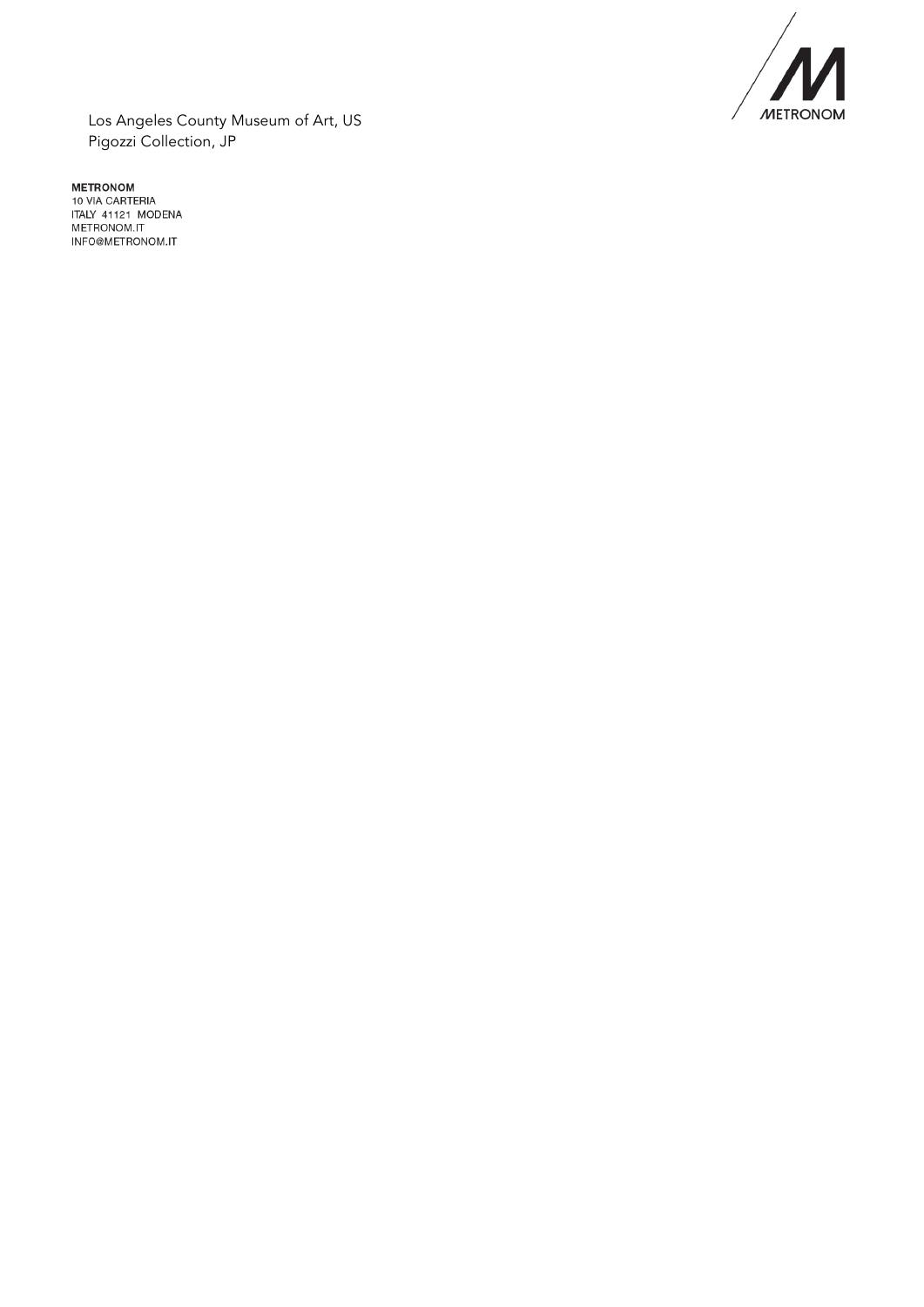Los Angeles County Museum of Art, US
Pigozzi Collection, JP